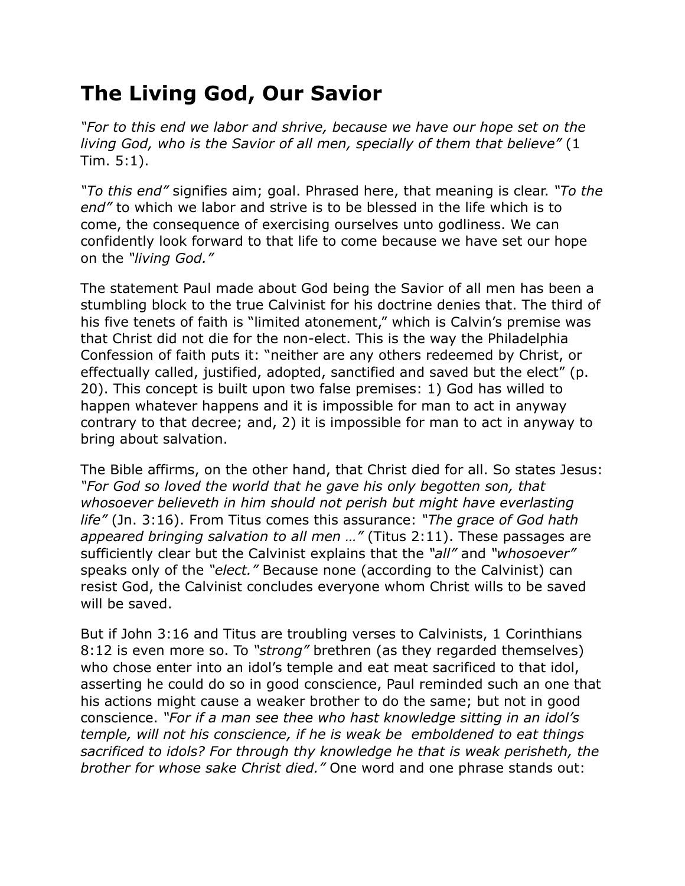# The Living God, Our Savior

*"For to this end we labor and shrive, because we have our hope set on the living God, who is the Savior of all men, specially of them that believe"* (1 Tim. 5:1).

*"To this end"* signifies aim; goal. Phrased here, that meaning is clear. *"To the end"* to which we labor and strive is to be blessed in the life which is to come, the consequence of exercising ourselves unto godliness. We can confidently look forward to that life to come because we have set our hope on the *"living God."*

The statement Paul made about God being the Savior of all men has been a stumbling block to the true Calvinist for his doctrine denies that. The third of his five tenets of faith is "limited atonement," which is Calvin's premise was that Christ did not die for the non-elect. This is the way the Philadelphia Confession of faith puts it: "neither are any others redeemed by Christ, or effectually called, justified, adopted, sanctified and saved but the elect" (p. 20). This concept is built upon two false premises: 1) God has willed to happen whatever happens and it is impossible for man to act in anyway contrary to that decree; and, 2) it is impossible for man to act in anyway to bring about salvation.

The Bible affirms, on the other hand, that Christ died for all. So states Jesus: *"For God so loved the world that he gave his only begotten son, that whosoever believeth in him should not perish but might have everlasting life"* (Jn. 3:16). From Titus comes this assurance: *"The grace of God hath appeared bringing salvation to all men …"* (Titus 2:11). These passages are sufficiently clear but the Calvinist explains that the *"all"* and *"whosoever"* speaks only of the *"elect."* Because none (according to the Calvinist) can resist God, the Calvinist concludes everyone whom Christ wills to be saved will be saved.

But if John 3:16 and Titus are troubling verses to Calvinists, 1 Corinthians 8:12 is even more so. To *"strong"* brethren (as they regarded themselves) who chose enter into an idol's temple and eat meat sacrificed to that idol, asserting he could do so in good conscience, Paul reminded such an one that his actions might cause a weaker brother to do the same; but not in good conscience. *"For if a man see thee who hast knowledge sitting in an idol's temple, will not his conscience, if he is weak be emboldened to eat things sacrificed to idols? For through thy knowledge he that is weak perisheth, the brother for whose sake Christ died."* One word and one phrase stands out: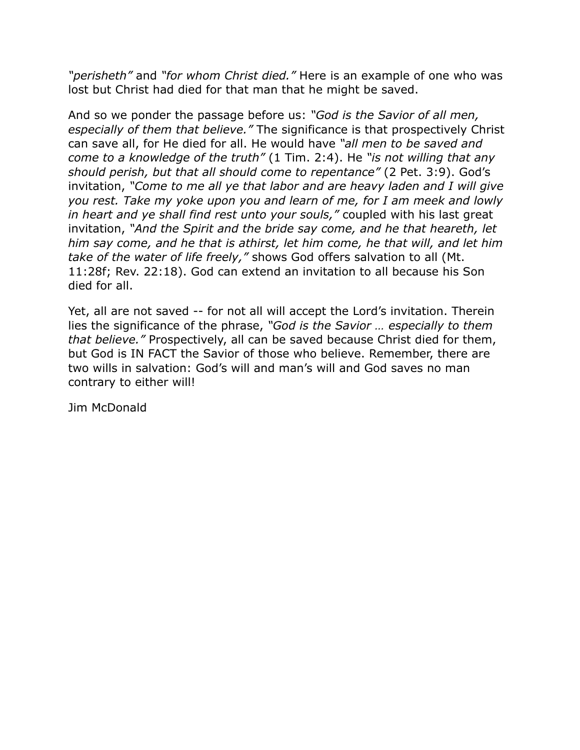*"perisheth"* and *"for whom Christ died."* Here is an example of one who was lost but Christ had died for that man that he might be saved.

And so we ponder the passage before us: *"God is the Savior of all men, especially of them that believe."* The significance is that prospectively Christ can save all, for He died for all. He would have *"all men to be saved and come to a knowledge of the truth"* (1 Tim. 2:4). He *"is not willing that any should perish, but that all should come to repentance"* (2 Pet. 3:9). God's invitation, *"Come to me all ye that labor and are heavy laden and I will give you rest. Take my yoke upon you and learn of me, for I am meek and lowly in heart and ye shall find rest unto your souls,"* coupled with his last great invitation, *"And the Spirit and the bride say come, and he that heareth, let him say come, and he that is athirst, let him come, he that will, and let him take of the water of life freely,"* shows God offers salvation to all (Mt. 11:28f; Rev. 22:18). God can extend an invitation to all because his Son died for all.

Yet, all are not saved -- for not all will accept the Lord's invitation. Therein lies the significance of the phrase, *"God is the Savior … especially to them that believe."* Prospectively, all can be saved because Christ died for them, but God is IN FACT the Savior of those who believe. Remember, there are two wills in salvation: God's will and man's will and God saves no man contrary to either will!

Jim McDonald